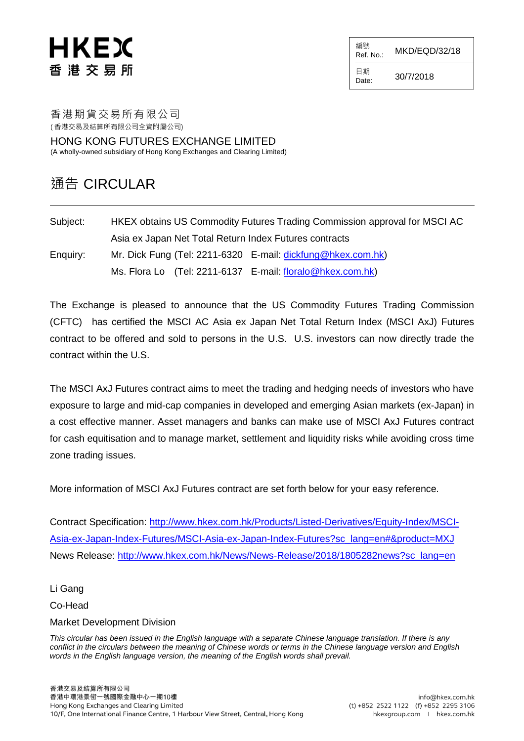# HKEX
香 港 交 易 所

| 編號 Ref. No.: | MKD/EQD/32/18 |
|---|---|
| 日期 Date: | 30/7/2018 |

香港期貨交易所有限公司
(香港交易及結算所有限公司全資附屬公司)

HONG KONG FUTURES EXCHANGE LIMITED
(A wholly-owned subsidiary of Hong Kong Exchanges and Clearing Limited)

## 通告 CIRCULAR

---

Subject: HKEX obtains US Commodity Futures Trading Commission approval for MSCI AC Asia ex Japan Net Total Return Index Futures contracts

Enquiry: Mr. Dick Fung (Tel: 2211-6320 E-mail: dickfung@hkex.com.hk)
Ms. Flora Lo (Tel: 2211-6137 E-mail: floralo@hkex.com.hk)

The Exchange is pleased to announce that the US Commodity Futures Trading Commission (CFTC) has certified the MSCI AC Asia ex Japan Net Total Return Index (MSCI AxJ) Futures contract to be offered and sold to persons in the U.S. U.S. investors can now directly trade the contract within the U.S.

The MSCI AxJ Futures contract aims to meet the trading and hedging needs of investors who have exposure to large and mid-cap companies in developed and emerging Asian markets (ex-Japan) in a cost effective manner. Asset managers and banks can make use of MSCI AxJ Futures contract for cash equitisation and to manage market, settlement and liquidity risks while avoiding cross time zone trading issues.

More information of MSCI AxJ Futures contract are set forth below for your easy reference.

Contract Specification: http://www.hkex.com.hk/Products/Listed-Derivatives/Equity-Index/MSCI-Asia-ex-Japan-Index-Futures/MSCI-Asia-ex-Japan-Index-Futures?sc_lang=en#&product=MXJ
News Release: http://www.hkex.com.hk/News/News-Release/2018/1805282news?sc_lang=en

Li Gang
Co-Head
Market Development Division

*This circular has been issued in the English language with a separate Chinese language translation. If there is any conflict in the circulars between the meaning of Chinese words or terms in the Chinese language version and English words in the English language version, the meaning of the English words shall prevail.*

香港交易及結算所有限公司
香港中環港景街一號國際金融中心一期10樓
Hong Kong Exchanges and Clearing Limited
10/F, One International Finance Centre, 1 Harbour View Street, Central, Hong Kong

info@hkex.com.hk
(t) +852 2522 1122 (f) +852 2295 3106
hkexgroup.com | hkex.com.hk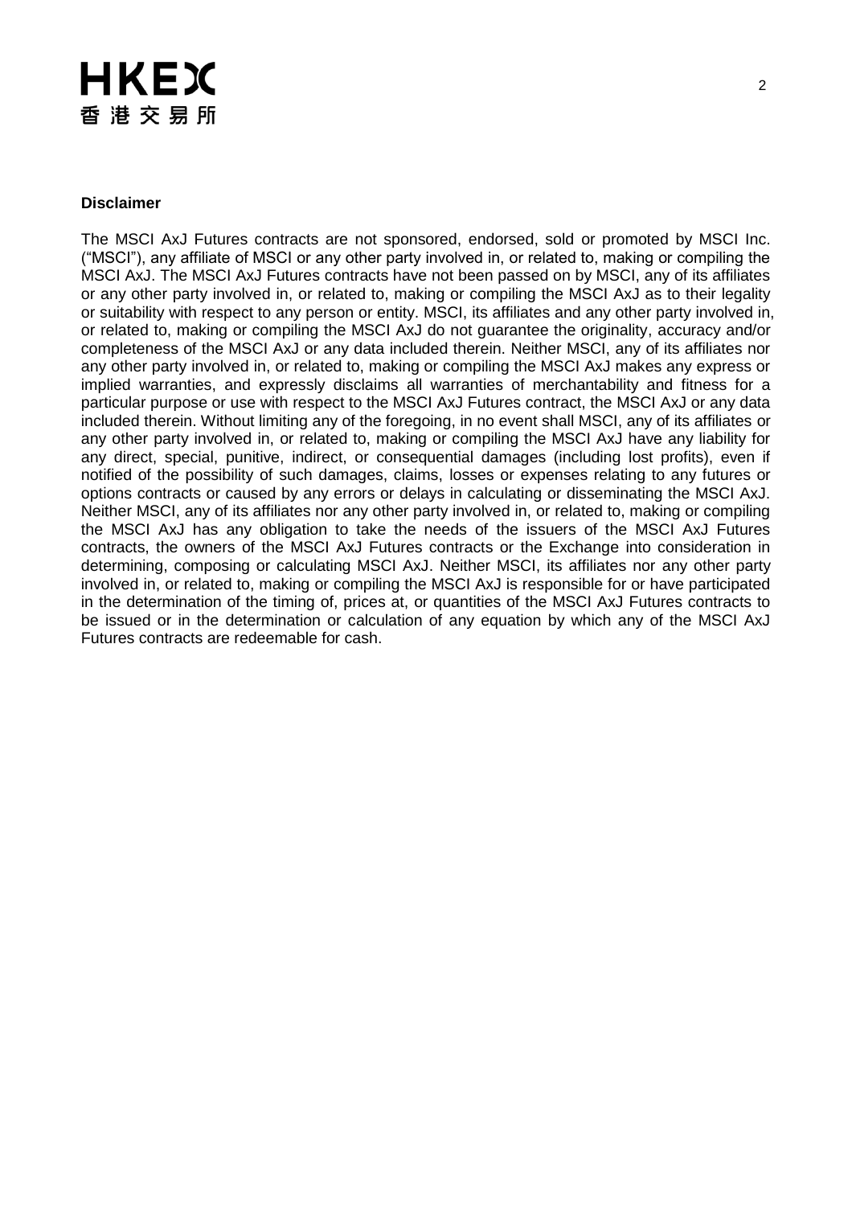**Disclaimer**

The MSCI AxJ Futures contracts are not sponsored, endorsed, sold or promoted by MSCI Inc. ("MSCI"), any affiliate of MSCI or any other party involved in, or related to, making or compiling the MSCI AxJ. The MSCI AxJ Futures contracts have not been passed on by MSCI, any of its affiliates or any other party involved in, or related to, making or compiling the MSCI AxJ as to their legality or suitability with respect to any person or entity. MSCI, its affiliates and any other party involved in, or related to, making or compiling the MSCI AxJ do not guarantee the originality, accuracy and/or completeness of the MSCI AxJ or any data included therein. Neither MSCI, any of its affiliates nor any other party involved in, or related to, making or compiling the MSCI AxJ makes any express or implied warranties, and expressly disclaims all warranties of merchantability and fitness for a particular purpose or use with respect to the MSCI AxJ Futures contract, the MSCI AxJ or any data included therein. Without limiting any of the foregoing, in no event shall MSCI, any of its affiliates or any other party involved in, or related to, making or compiling the MSCI AxJ have any liability for any direct, special, punitive, indirect, or consequential damages (including lost profits), even if notified of the possibility of such damages, claims, losses or expenses relating to any futures or options contracts or caused by any errors or delays in calculating or disseminating the MSCI AxJ. Neither MSCI, any of its affiliates nor any other party involved in, or related to, making or compiling the MSCI AxJ has any obligation to take the needs of the issuers of the MSCI AxJ Futures contracts, the owners of the MSCI AxJ Futures contracts or the Exchange into consideration in determining, composing or calculating MSCI AxJ. Neither MSCI, its affiliates nor any other party involved in, or related to, making or compiling the MSCI AxJ is responsible for or have participated in the determination of the timing of, prices at, or quantities of the MSCI AxJ Futures contracts to be issued or in the determination or calculation of any equation by which any of the MSCI AxJ Futures contracts are redeemable for cash.